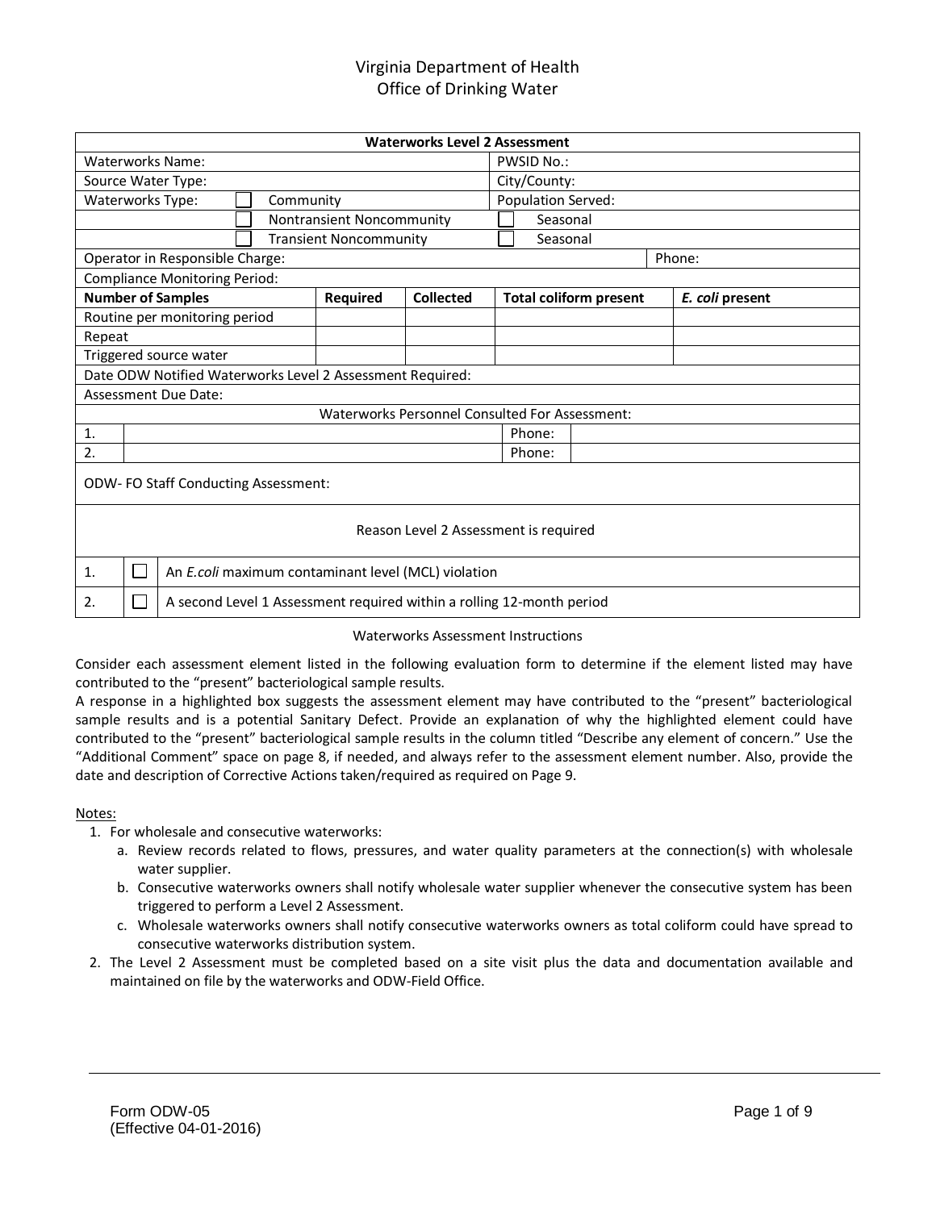Virginia Department of Health
Office of Drinking Water

| Waterworks Level 2 Assessment | | | | | |
|---|---|---|---|---|---|
| Waterworks Name: | | | PWSID No.: | | |
| Source Water Type: | | | City/County: | | |
| Waterworks Type: ☐ Community | | | Population Served: | | |
| ☐ Nontransient Noncommunity | | | ☐ Seasonal | | |
| ☐ Transient Noncommunity | | | ☐ Seasonal | | |
| Operator in Responsible Charge: | | | | Phone: | |
| Compliance Monitoring Period: | | | | | |
| **Number of Samples** | **Required** | **Collected** | **Total coliform present** | ***E. coli* present** | |
| Routine per monitoring period | | | | | |
| Repeat | | | | | |
| Triggered source water | | | | | |
| Date ODW Notified Waterworks Level 2 Assessment Required: | | | | | |
| Assessment Due Date: | | | | | |

| Waterworks Personnel Consulted For Assessment: | | | |
|---|---|---|---|
| 1. | | Phone: | |
| 2. | | Phone: | |

ODW- FO Staff Conducting Assessment:

| Reason Level 2 Assessment is required | | |
|---|---|---|
| 1. | ☐ | An *E.coli* maximum contaminant level (MCL) violation |
| 2. | ☐ | A second Level 1 Assessment required within a rolling 12-month period |

Waterworks Assessment Instructions

Consider each assessment element listed in the following evaluation form to determine if the element listed may have contributed to the “present” bacteriological sample results.
A response in a highlighted box suggests the assessment element may have contributed to the “present” bacteriological sample results and is a potential Sanitary Defect. Provide an explanation of why the highlighted element could have contributed to the “present” bacteriological sample results in the column titled “Describe any element of concern.” Use the “Additional Comment” space on page 8, if needed, and always refer to the assessment element number. Also, provide the date and description of Corrective Actions taken/required as required on Page 9.

Notes:

1. For wholesale and consecutive waterworks:
   a. Review records related to flows, pressures, and water quality parameters at the connection(s) with wholesale water supplier.
   b. Consecutive waterworks owners shall notify wholesale water supplier whenever the consecutive system has been triggered to perform a Level 2 Assessment.
   c. Wholesale waterworks owners shall notify consecutive waterworks owners as total coliform could have spread to consecutive waterworks distribution system.
2. The Level 2 Assessment must be completed based on a site visit plus the data and documentation available and maintained on file by the waterworks and ODW-Field Office.

Form ODW-05
(Effective 04-01-2016)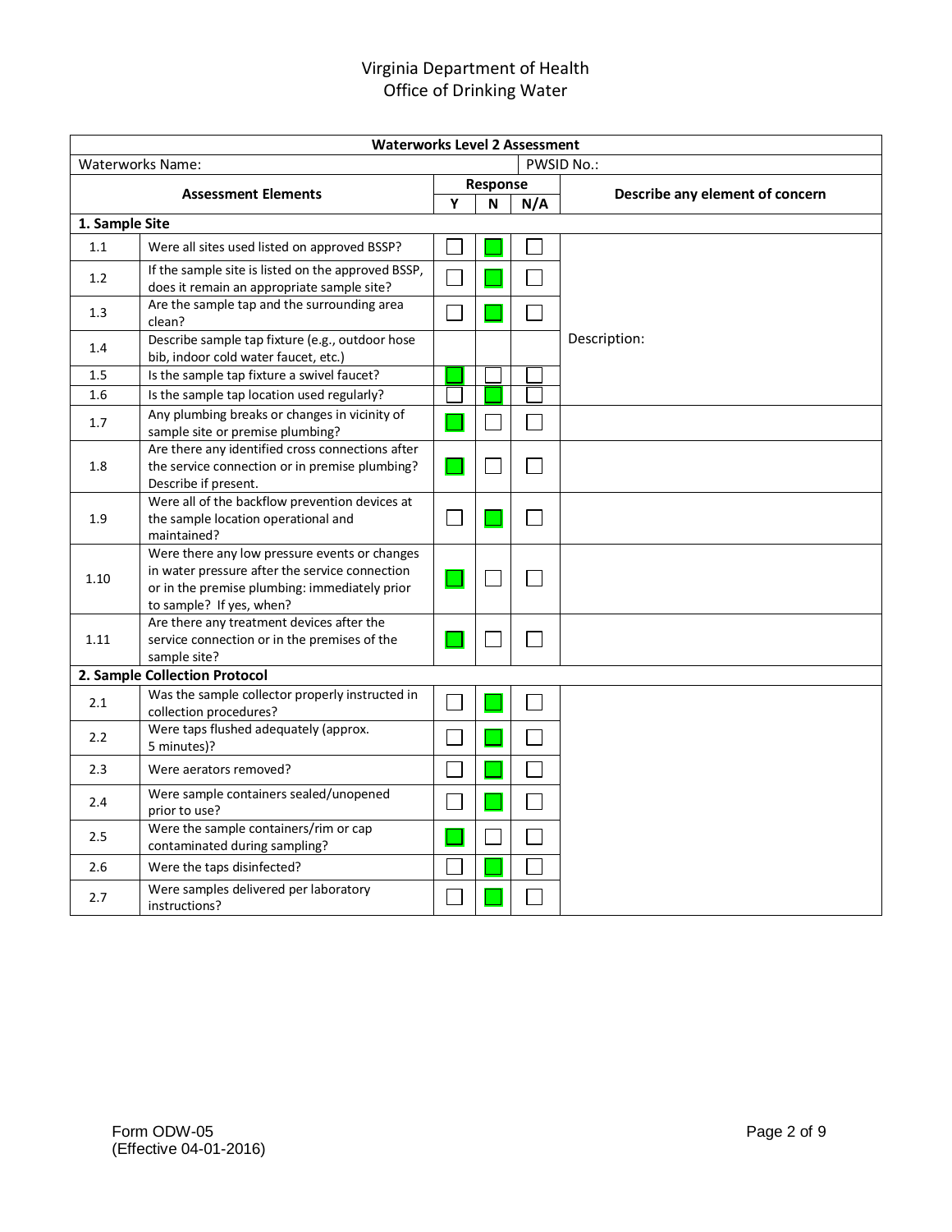Virginia Department of Health
Office of Drinking Water

| Waterworks Level 2 Assessment | | | | | |
|---|---|---|---|---|---|
| Waterworks Name: | | PWSID No.: | | | |
| **Assessment Elements** | | **Response** | | | **Describe any element of concern** |
| | | **Y** | **N** | **N/A** | |
| **1. Sample Site** | | | | | |
| 1.1 | Were all sites used listed on approved BSSP? | ☐ | ☒ | ☐ | |
| 1.2 | If the sample site is listed on the approved BSSP, does it remain an appropriate sample site? | ☐ | ☒ | ☐ | |
| 1.3 | Are the sample tap and the surrounding area clean? | ☐ | ☒ | ☐ | |
| 1.4 | Describe sample tap fixture (e.g., outdoor hose bib, indoor cold water faucet, etc.) | | | | Description: |
| 1.5 | Is the sample tap fixture a swivel faucet? | ☒ | ☐ | ☐ | |
| 1.6 | Is the sample tap location used regularly? | ☐ | ☒ | ☐ | |
| 1.7 | Any plumbing breaks or changes in vicinity of sample site or premise plumbing? | ☒ | ☐ | ☐ | |
| 1.8 | Are there any identified cross connections after the service connection or in premise plumbing? Describe if present. | ☒ | ☐ | ☐ | |
| 1.9 | Were all of the backflow prevention devices at the sample location operational and maintained? | ☐ | ☒ | ☐ | |
| 1.10 | Were there any low pressure events or changes in water pressure after the service connection or in the premise plumbing: immediately prior to sample? If yes, when? | ☒ | ☐ | ☐ | |
| 1.11 | Are there any treatment devices after the service connection or in the premises of the sample site? | ☒ | ☐ | ☐ | |
| **2. Sample Collection Protocol** | | | | | |
| 2.1 | Was the sample collector properly instructed in collection procedures? | ☐ | ☒ | ☐ | |
| 2.2 | Were taps flushed adequately (approx. 5 minutes)? | ☐ | ☒ | ☐ | |
| 2.3 | Were aerators removed? | ☐ | ☒ | ☐ | |
| 2.4 | Were sample containers sealed/unopened prior to use? | ☐ | ☒ | ☐ | |
| 2.5 | Were the sample containers/rim or cap contaminated during sampling? | ☒ | ☐ | ☐ | |
| 2.6 | Were the taps disinfected? | ☐ | ☒ | ☐ | |
| 2.7 | Were samples delivered per laboratory instructions? | ☐ | ☒ | ☐ | |

Form ODW-05
(Effective 04-01-2016)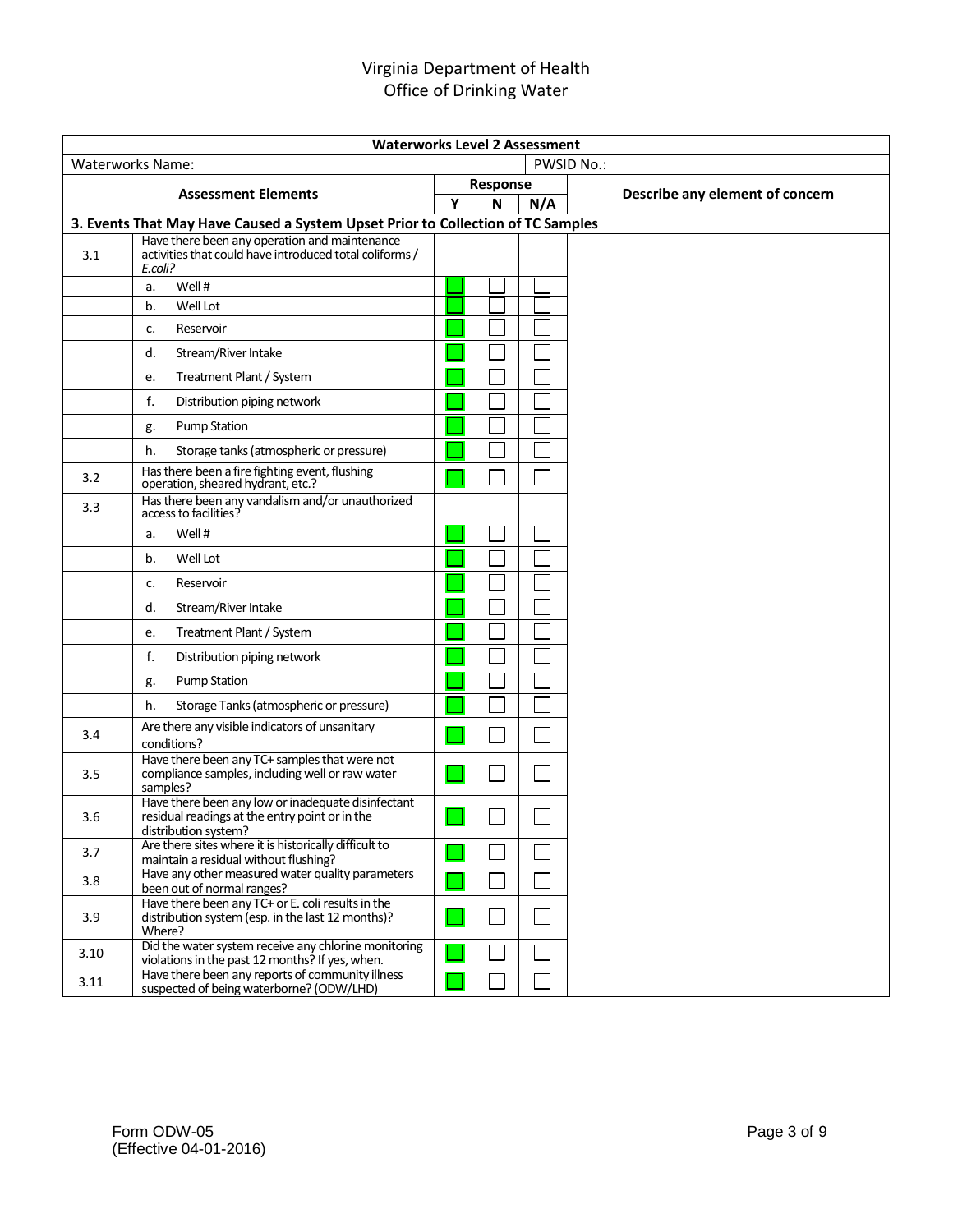Virginia Department of Health
Office of Drinking Water

| Waterworks Level 2 Assessment | | | | | | |
|---|---|---|---|---|---|---|
| Waterworks Name: | | | | | PWSID No.: | |
| Assessment Elements | | | Response | | | Describe any element of concern |
| | | | Y | N | N/A | |
| **3. Events That May Have Caused a System Upset Prior to Collection of TC Samples** | | | | | | |
| 3.1 | Have there been any operation and maintenance activities that could have introduced total coliforms / *E.coli?* | | | | | |
| | a. | Well # | ☐ | ☐ | ☐ | |
| | b. | Well Lot | ☐ | ☐ | ☐ | |
| | c. | Reservoir | ☐ | ☐ | ☐ | |
| | d. | Stream/River Intake | ☐ | ☐ | ☐ | |
| | e. | Treatment Plant / System | ☐ | ☐ | ☐ | |
| | f. | Distribution piping network | ☐ | ☐ | ☐ | |
| | g. | Pump Station | ☐ | ☐ | ☐ | |
| | h. | Storage tanks (atmospheric or pressure) | ☐ | ☐ | ☐ | |
| 3.2 | Has there been a fire fighting event, flushing operation, sheared hydrant, etc.? | | ☐ | ☐ | ☐ | |
| 3.3 | Has there been any vandalism and/or unauthorized access to facilities? | | | | | |
| | a. | Well # | ☐ | ☐ | ☐ | |
| | b. | Well Lot | ☐ | ☐ | ☐ | |
| | c. | Reservoir | ☐ | ☐ | ☐ | |
| | d. | Stream/River Intake | ☐ | ☐ | ☐ | |
| | e. | Treatment Plant / System | ☐ | ☐ | ☐ | |
| | f. | Distribution piping network | ☐ | ☐ | ☐ | |
| | g. | Pump Station | ☐ | ☐ | ☐ | |
| | h. | Storage Tanks (atmospheric or pressure) | ☐ | ☐ | ☐ | |
| 3.4 | Are there any visible indicators of unsanitary conditions? | | ☐ | ☐ | ☐ | |
| 3.5 | Have there been any TC+ samples that were not compliance samples, including well or raw water samples? | | ☐ | ☐ | ☐ | |
| 3.6 | Have there been any low or inadequate disinfectant residual readings at the entry point or in the distribution system? | | ☐ | ☐ | ☐ | |
| 3.7 | Are there sites where it is historically difficult to maintain a residual without flushing? | | ☐ | ☐ | ☐ | |
| 3.8 | Have any other measured water quality parameters been out of normal ranges? | | ☐ | ☐ | ☐ | |
| 3.9 | Have there been any TC+ or E. coli results in the distribution system (esp. in the last 12 months)? Where? | | ☐ | ☐ | ☐ | |
| 3.10 | Did the water system receive any chlorine monitoring violations in the past 12 months? If yes, when. | | ☐ | ☐ | ☐ | |
| 3.11 | Have there been any reports of community illness suspected of being waterborne? (ODW/LHD) | | ☐ | ☐ | ☐ | |

Form ODW-05
(Effective 04-01-2016)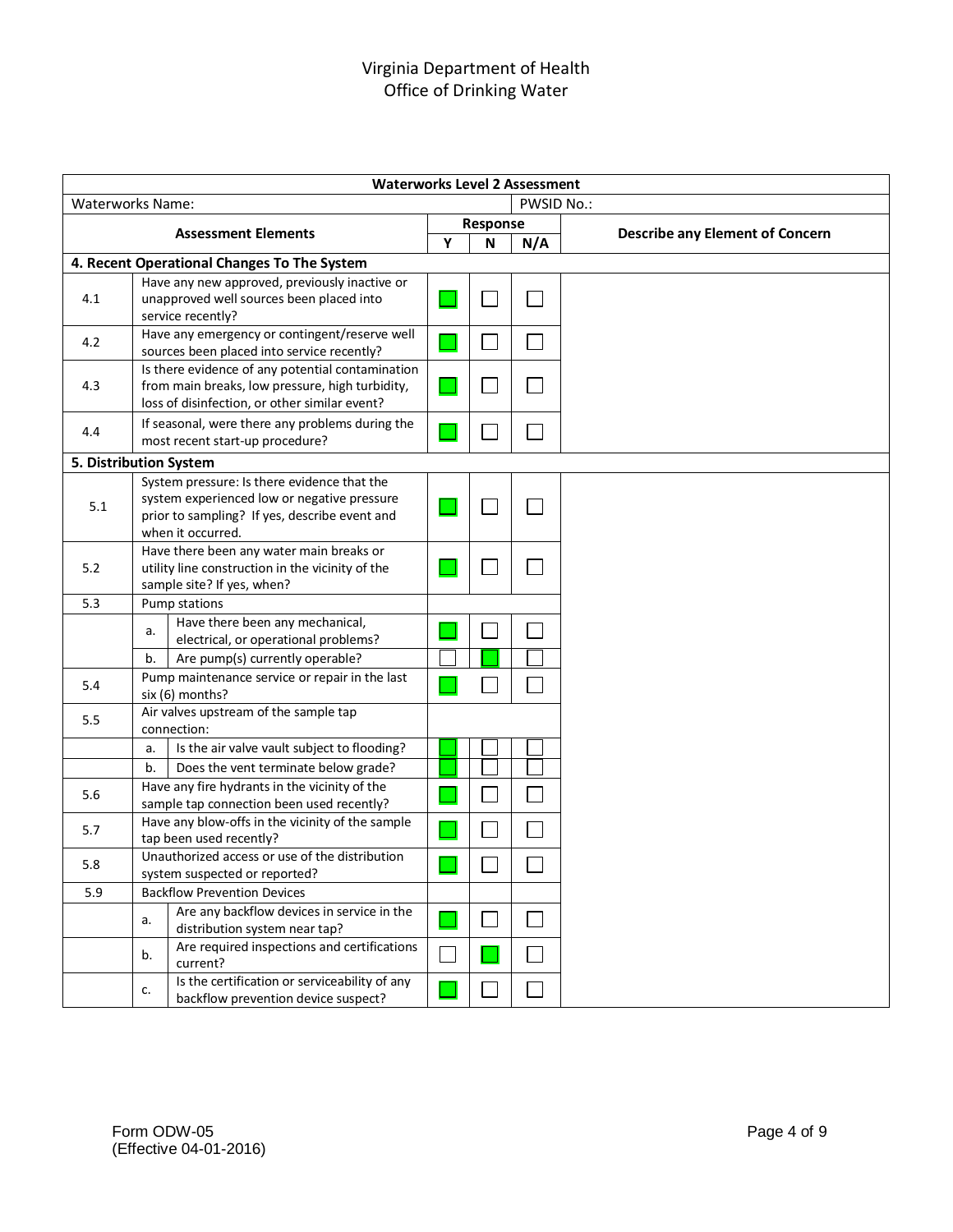Virginia Department of Health
Office of Drinking Water

| **Waterworks Level 2 Assessment** | | | | | | |
|---|---|---|---|---|---|---|
| Waterworks Name: | | | | PWSID No.: | | |
| **Assessment Elements** | | **Response** | | | **Describe any Element of Concern** | |
| | | **Y** | **N** | **N/A** | | |
| **4. Recent Operational Changes To The System** | | | | | | |
| 4.1 | Have any new approved, previously inactive or unapproved well sources been placed into service recently? | ☑ | ☐ | ☐ | | |
| 4.2 | Have any emergency or contingent/reserve well sources been placed into service recently? | ☑ | ☐ | ☐ | | |
| 4.3 | Is there evidence of any potential contamination from main breaks, low pressure, high turbidity, loss of disinfection, or other similar event? | ☑ | ☐ | ☐ | | |
| 4.4 | If seasonal, were there any problems during the most recent start-up procedure? | ☑ | ☐ | ☐ | | |
| **5. Distribution System** | | | | | | |
| 5.1 | System pressure: Is there evidence that the system experienced low or negative pressure prior to sampling? If yes, describe event and when it occurred. | ☑ | ☐ | ☐ | | |
| 5.2 | Have there been any water main breaks or utility line construction in the vicinity of the sample site? If yes, when? | ☑ | ☐ | ☐ | | |
| 5.3 | Pump stations | | | | | |
| | a. Have there been any mechanical, electrical, or operational problems? | ☑ | ☐ | ☐ | | |
| | b. Are pump(s) currently operable? | ☐ | ☑ | ☐ | | |
| 5.4 | Pump maintenance service or repair in the last six (6) months? | ☑ | ☐ | ☐ | | |
| 5.5 | Air valves upstream of the sample tap connection: | | | | | |
| | a. Is the air valve vault subject to flooding? | ☑ | ☐ | ☐ | | |
| | b. Does the vent terminate below grade? | ☑ | ☐ | ☐ | | |
| 5.6 | Have any fire hydrants in the vicinity of the sample tap connection been used recently? | ☑ | ☐ | ☐ | | |
| 5.7 | Have any blow-offs in the vicinity of the sample tap been used recently? | ☑ | ☐ | ☐ | | |
| 5.8 | Unauthorized access or use of the distribution system suspected or reported? | ☑ | ☐ | ☐ | | |
| 5.9 | Backflow Prevention Devices | | | | | |
| | a. Are any backflow devices in service in the distribution system near tap? | ☑ | ☐ | ☐ | | |
| | b. Are required inspections and certifications current? | ☐ | ☑ | ☐ | | |
| | c. Is the certification or serviceability of any backflow prevention device suspect? | ☑ | ☐ | ☐ | | |

Form ODW-05
(Effective 04-01-2016)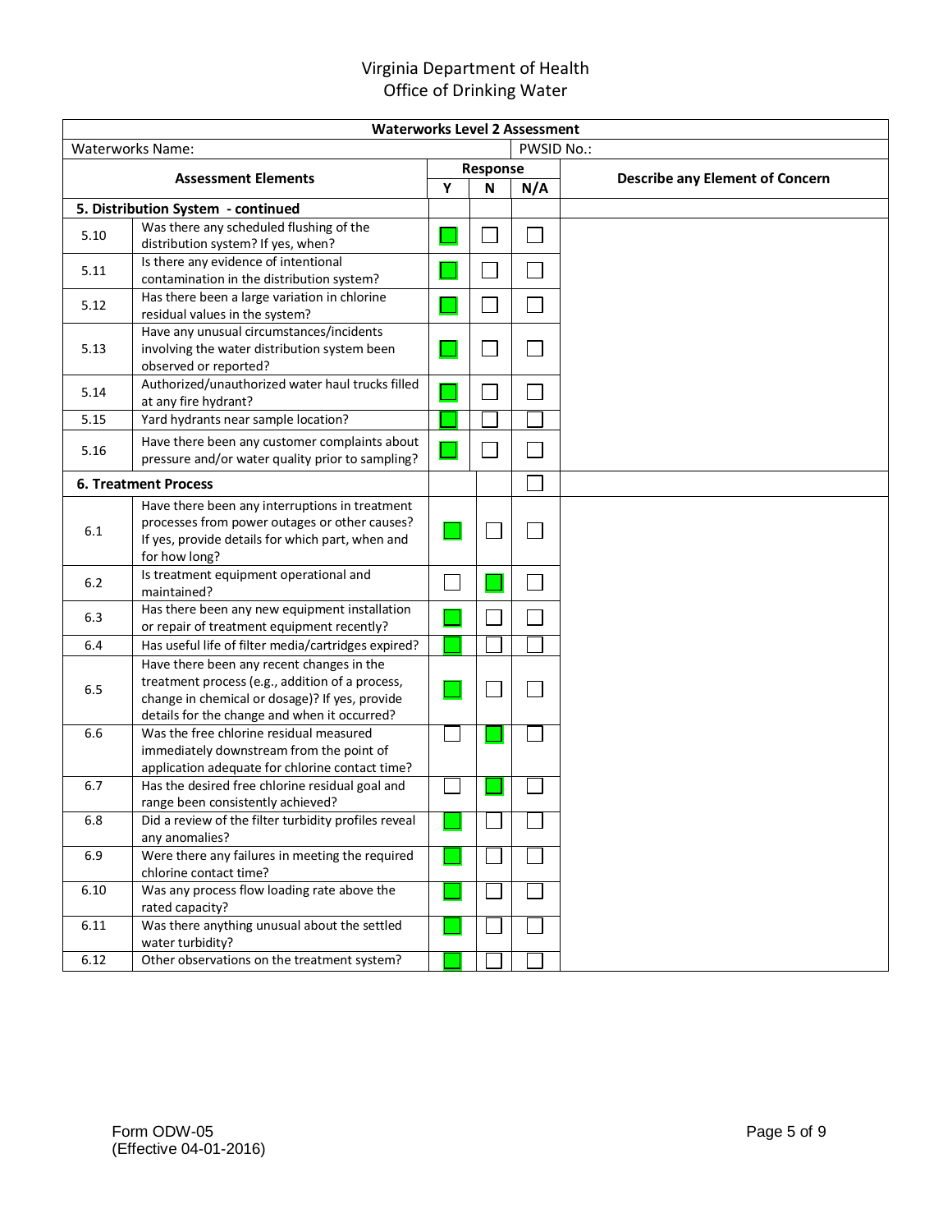# Virginia Department of Health
## Office of Drinking Water

| Waterworks Level 2 Assessment | | | | | |
|---|---|---|---|---|---|
| Waterworks Name: | | | | PWSID No.: | |
| **Assessment Elements** | | **Response** | | | **Describe any Element of Concern** |
| | | **Y** | **N** | **N/A** | |
| **5. Distribution System - continued** | | | | | |
| 5.10 | Was there any scheduled flushing of the distribution system? If yes, when? | ☒ | ☐ | ☐ | |
| 5.11 | Is there any evidence of intentional contamination in the distribution system? | ☒ | ☐ | ☐ | |
| 5.12 | Has there been a large variation in chlorine residual values in the system? | ☒ | ☐ | ☐ | |
| 5.13 | Have any unusual circumstances/incidents involving the water distribution system been observed or reported? | ☒ | ☐ | ☐ | |
| 5.14 | Authorized/unauthorized water haul trucks filled at any fire hydrant? | ☒ | ☐ | ☐ | |
| 5.15 | Yard hydrants near sample location? | ☒ | ☐ | ☐ | |
| 5.16 | Have there been any customer complaints about pressure and/or water quality prior to sampling? | ☒ | ☐ | ☐ | |
| **6. Treatment Process** | | | | ☐ | |
| 6.1 | Have there been any interruptions in treatment processes from power outages or other causes? If yes, provide details for which part, when and for how long? | ☒ | ☐ | ☐ | |
| 6.2 | Is treatment equipment operational and maintained? | ☐ | ☒ | ☐ | |
| 6.3 | Has there been any new equipment installation or repair of treatment equipment recently? | ☒ | ☐ | ☐ | |
| 6.4 | Has useful life of filter media/cartridges expired? | ☒ | ☐ | ☐ | |
| 6.5 | Have there been any recent changes in the treatment process (e.g., addition of a process, change in chemical or dosage)? If yes, provide details for the change and when it occurred? | ☒ | ☐ | ☐ | |
| 6.6 | Was the free chlorine residual measured immediately downstream from the point of application adequate for chlorine contact time? | ☐ | ☒ | ☐ | |
| 6.7 | Has the desired free chlorine residual goal and range been consistently achieved? | ☐ | ☒ | ☐ | |
| 6.8 | Did a review of the filter turbidity profiles reveal any anomalies? | ☒ | ☐ | ☐ | |
| 6.9 | Were there any failures in meeting the required chlorine contact time? | ☒ | ☐ | ☐ | |
| 6.10 | Was any process flow loading rate above the rated capacity? | ☒ | ☐ | ☐ | |
| 6.11 | Was there anything unusual about the settled water turbidity? | ☒ | ☐ | ☐ | |
| 6.12 | Other observations on the treatment system? | ☒ | ☐ | ☐ | |

Form ODW-05
(Effective 04-01-2016)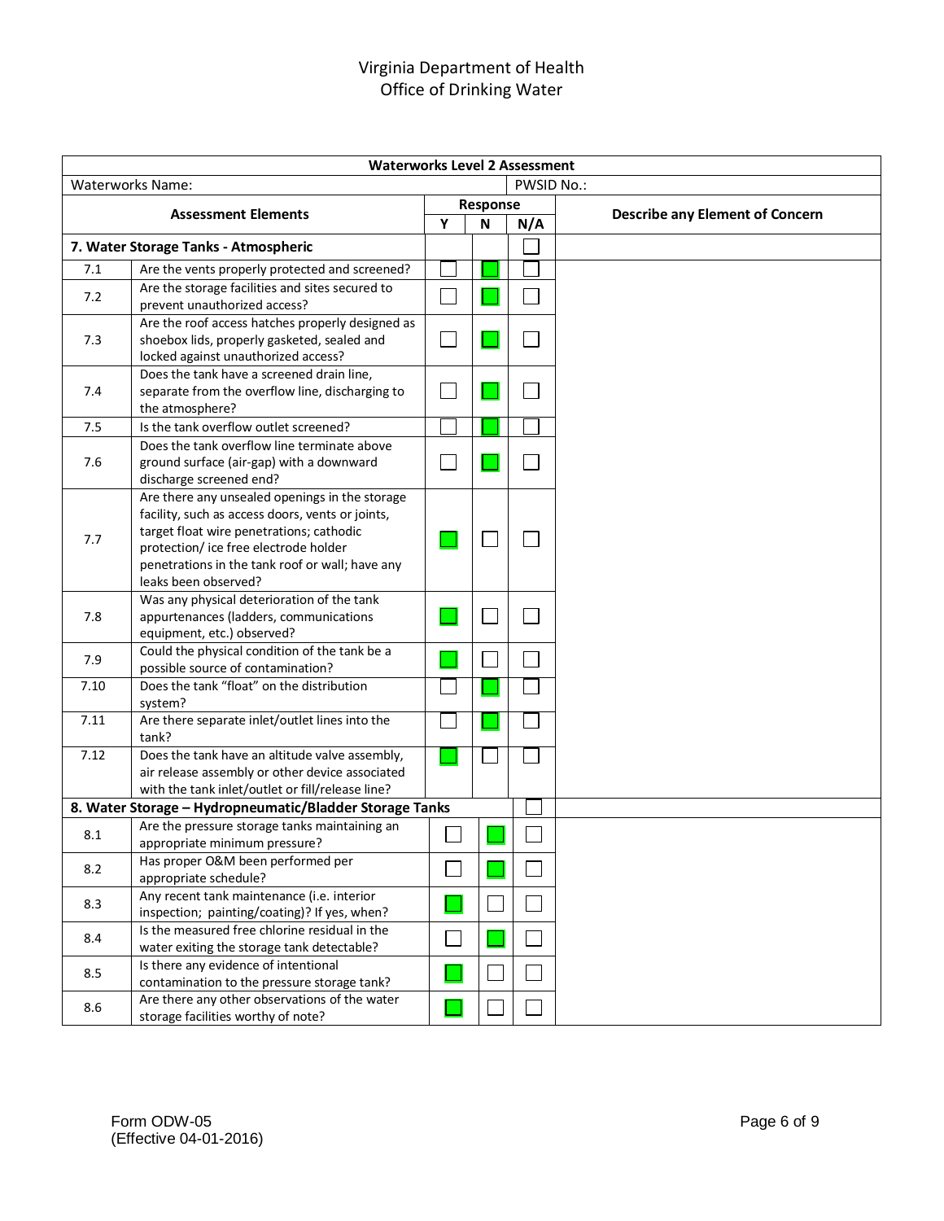Virginia Department of Health
Office of Drinking Water

| Waterworks Level 2 Assessment | | | | | |
|---|---|---|---|---|---|
| Waterworks Name: | | | | PWSID No.: | |
| **Assessment Elements** | | **Response** | | | **Describe any Element of Concern** |
| | | **Y** | **N** | **N/A** | |
| **7. Water Storage Tanks - Atmospheric** | | | | ☐ | |
| 7.1 | Are the vents properly protected and screened? | ☐ | ☑ | ☐ | |
| 7.2 | Are the storage facilities and sites secured to prevent unauthorized access? | ☐ | ☑ | ☐ | |
| 7.3 | Are the roof access hatches properly designed as shoebox lids, properly gasketed, sealed and locked against unauthorized access? | ☐ | ☑ | ☐ | |
| 7.4 | Does the tank have a screened drain line, separate from the overflow line, discharging to the atmosphere? | ☐ | ☑ | ☐ | |
| 7.5 | Is the tank overflow outlet screened? | ☐ | ☑ | ☐ | |
| 7.6 | Does the tank overflow line terminate above ground surface (air-gap) with a downward discharge screened end? | ☐ | ☑ | ☐ | |
| 7.7 | Are there any unsealed openings in the storage facility, such as access doors, vents or joints, target float wire penetrations; cathodic protection/ ice free electrode holder penetrations in the tank roof or wall; have any leaks been observed? | ☑ | ☐ | ☐ | |
| 7.8 | Was any physical deterioration of the tank appurtenances (ladders, communications equipment, etc.) observed? | ☑ | ☐ | ☐ | |
| 7.9 | Could the physical condition of the tank be a possible source of contamination? | ☑ | ☐ | ☐ | |
| 7.10 | Does the tank "float" on the distribution system? | ☐ | ☑ | ☐ | |
| 7.11 | Are there separate inlet/outlet lines into the tank? | ☐ | ☑ | ☐ | |
| 7.12 | Does the tank have an altitude valve assembly, air release assembly or other device associated with the tank inlet/outlet or fill/release line? | ☑ | ☐ | ☐ | |
| **8. Water Storage – Hydropneumatic/Bladder Storage Tanks** | | | | ☐ | |
| 8.1 | Are the pressure storage tanks maintaining an appropriate minimum pressure? | ☐ | ☑ | ☐ | |
| 8.2 | Has proper O&M been performed per appropriate schedule? | ☐ | ☑ | ☐ | |
| 8.3 | Any recent tank maintenance (i.e. interior inspection; painting/coating)? If yes, when? | ☑ | ☐ | ☐ | |
| 8.4 | Is the measured free chlorine residual in the water exiting the storage tank detectable? | ☐ | ☑ | ☐ | |
| 8.5 | Is there any evidence of intentional contamination to the pressure storage tank? | ☑ | ☐ | ☐ | |
| 8.6 | Are there any other observations of the water storage facilities worthy of note? | ☑ | ☐ | ☐ | |

Form ODW-05
(Effective 04-01-2016)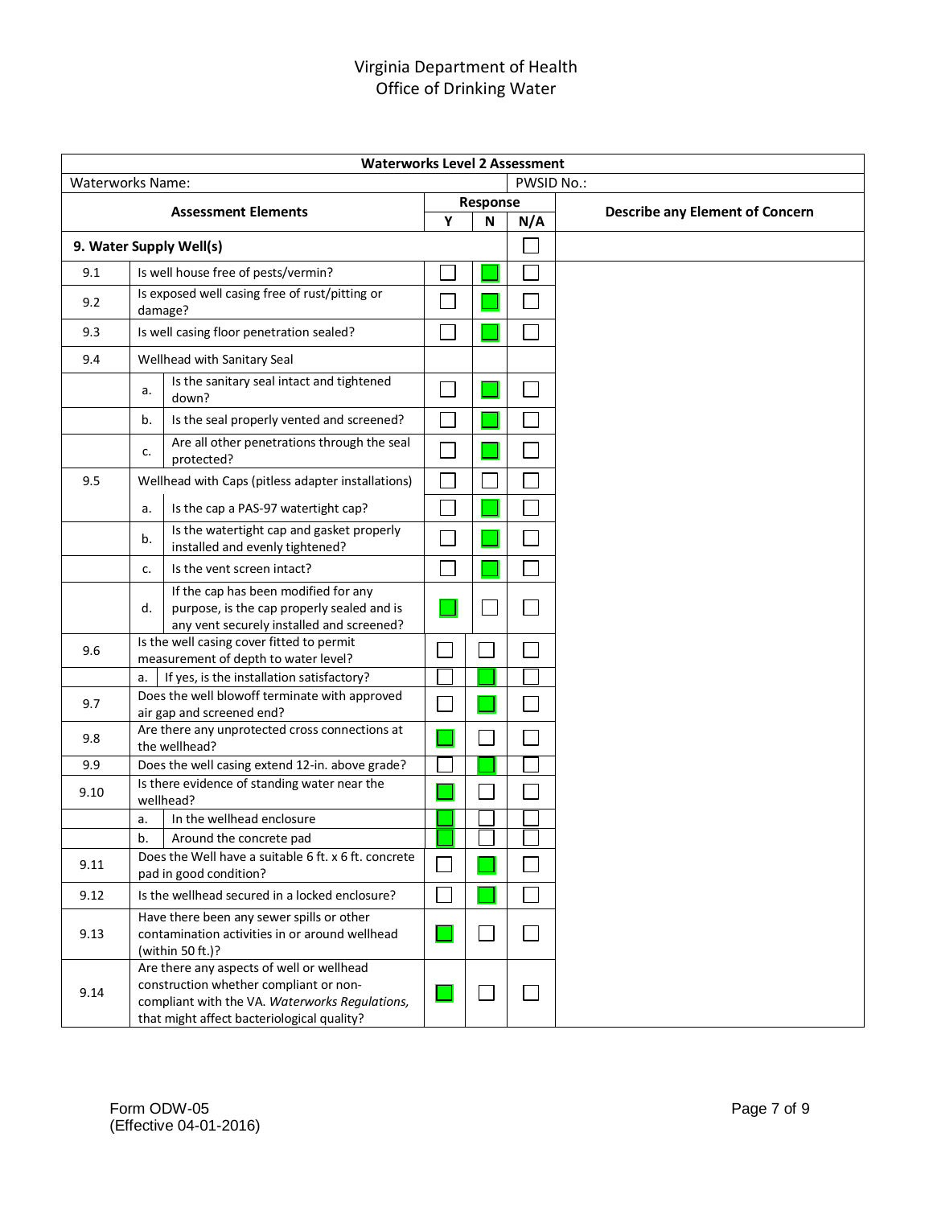Virginia Department of Health
Office of Drinking Water

| **Waterworks Level 2 Assessment** | | | | | | |
|---|---|---|---|---|---|---|
| Waterworks Name: | | | | PWSID No.: | | |
| **Assessment Elements** | | | **Response** | | | **Describe any Element of Concern** |
| | | | **Y** | **N** | **N/A** | |
| **9. Water Supply Well(s)** | | | | | ☐ | |
| 9.1 | Is well house free of pests/vermin? | | ☐ | ☒ | ☐ | |
| 9.2 | Is exposed well casing free of rust/pitting or damage? | | ☐ | ☒ | ☐ | |
| 9.3 | Is well casing floor penetration sealed? | | ☐ | ☒ | ☐ | |
| 9.4 | Wellhead with Sanitary Seal | | | | | |
| | a. | Is the sanitary seal intact and tightened down? | ☐ | ☒ | ☐ | |
| | b. | Is the seal properly vented and screened? | ☐ | ☒ | ☐ | |
| | c. | Are all other penetrations through the seal protected? | ☐ | ☒ | ☐ | |
| 9.5 | Wellhead with Caps (pitless adapter installations) | | ☐ | ☐ | ☐ | |
| | a. | Is the cap a PAS-97 watertight cap? | ☐ | ☒ | ☐ | |
| | b. | Is the watertight cap and gasket properly installed and evenly tightened? | ☐ | ☒ | ☐ | |
| | c. | Is the vent screen intact? | ☐ | ☒ | ☐ | |
| | d. | If the cap has been modified for any purpose, is the cap properly sealed and is any vent securely installed and screened? | ☒ | ☐ | ☐ | |
| 9.6 | Is the well casing cover fitted to permit measurement of depth to water level? | | ☐ | ☐ | ☐ | |
| | a. | If yes, is the installation satisfactory? | ☐ | ☒ | ☐ | |
| 9.7 | Does the well blowoff terminate with approved air gap and screened end? | | ☐ | ☒ | ☐ | |
| 9.8 | Are there any unprotected cross connections at the wellhead? | | ☒ | ☐ | ☐ | |
| 9.9 | Does the well casing extend 12-in. above grade? | | ☐ | ☒ | ☐ | |
| 9.10 | Is there evidence of standing water near the wellhead? | | ☒ | ☐ | ☐ | |
| | a. | In the wellhead enclosure | ☒ | ☐ | ☐ | |
| | b. | Around the concrete pad | ☒ | ☐ | ☐ | |
| 9.11 | Does the Well have a suitable 6 ft. x 6 ft. concrete pad in good condition? | | ☐ | ☒ | ☐ | |
| 9.12 | Is the wellhead secured in a locked enclosure? | | ☐ | ☒ | ☐ | |
| 9.13 | Have there been any sewer spills or other contamination activities in or around wellhead (within 50 ft.)? | | ☒ | ☐ | ☐ | |
| 9.14 | Are there any aspects of well or wellhead construction whether compliant or non-compliant with the VA. *Waterworks Regulations,* that might affect bacteriological quality? | | ☒ | ☐ | ☐ | |

Form ODW-05
(Effective 04-01-2016)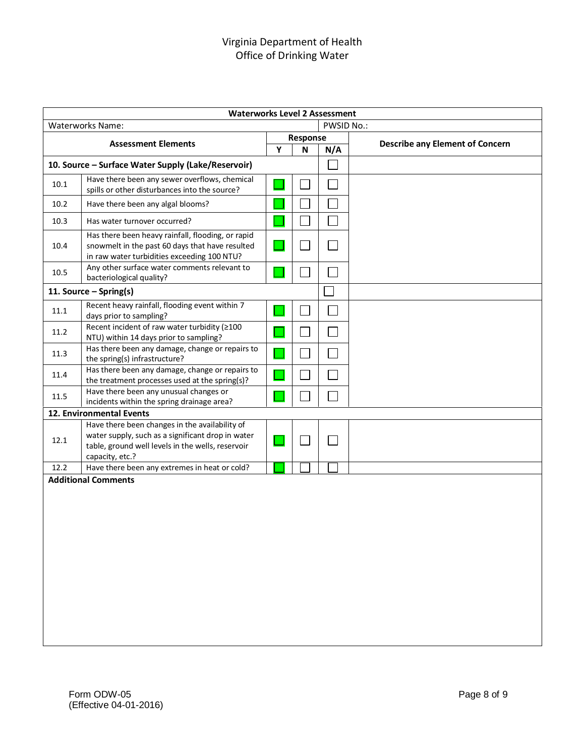Virginia Department of Health
Office of Drinking Water

| **Waterworks Level 2 Assessment** | | | | | |
|---|---|---|---|---|---|
| Waterworks Name: | | | | PWSID No.: | |
| **Assessment Elements** | | **Response** | | | **Describe any Element of Concern** |
| | | **Y** | **N** | **N/A** | |
| **10. Source – Surface Water Supply (Lake/Reservoir)** | | | | ☐ | |
| 10.1 | Have there been any sewer overflows, chemical spills or other disturbances into the source? | ☐ | ☐ | ☐ | |
| 10.2 | Have there been any algal blooms? | ☐ | ☐ | ☐ | |
| 10.3 | Has water turnover occurred? | ☐ | ☐ | ☐ | |
| 10.4 | Has there been heavy rainfall, flooding, or rapid snowmelt in the past 60 days that have resulted in raw water turbidities exceeding 100 NTU? | ☐ | ☐ | ☐ | |
| 10.5 | Any other surface water comments relevant to bacteriological quality? | ☐ | ☐ | ☐ | |
| **11. Source – Spring(s)** | | | | ☐ | |
| 11.1 | Recent heavy rainfall, flooding event within 7 days prior to sampling? | ☐ | ☐ | ☐ | |
| 11.2 | Recent incident of raw water turbidity (≥100 NTU) within 14 days prior to sampling? | ☐ | ☐ | ☐ | |
| 11.3 | Has there been any damage, change or repairs to the spring(s) infrastructure? | ☐ | ☐ | ☐ | |
| 11.4 | Has there been any damage, change or repairs to the treatment processes used at the spring(s)? | ☐ | ☐ | ☐ | |
| 11.5 | Have there been any unusual changes or incidents within the spring drainage area? | ☐ | ☐ | ☐ | |
| **12. Environmental Events** | | | | | |
| 12.1 | Have there been changes in the availability of water supply, such as a significant drop in water table, ground well levels in the wells, reservoir capacity, etc.? | ☐ | ☐ | ☐ | |
| 12.2 | Have there been any extremes in heat or cold? | ☐ | ☐ | ☐ | |
| **Additional Comments** | | | | | |

Form ODW-05
(Effective 04-01-2016)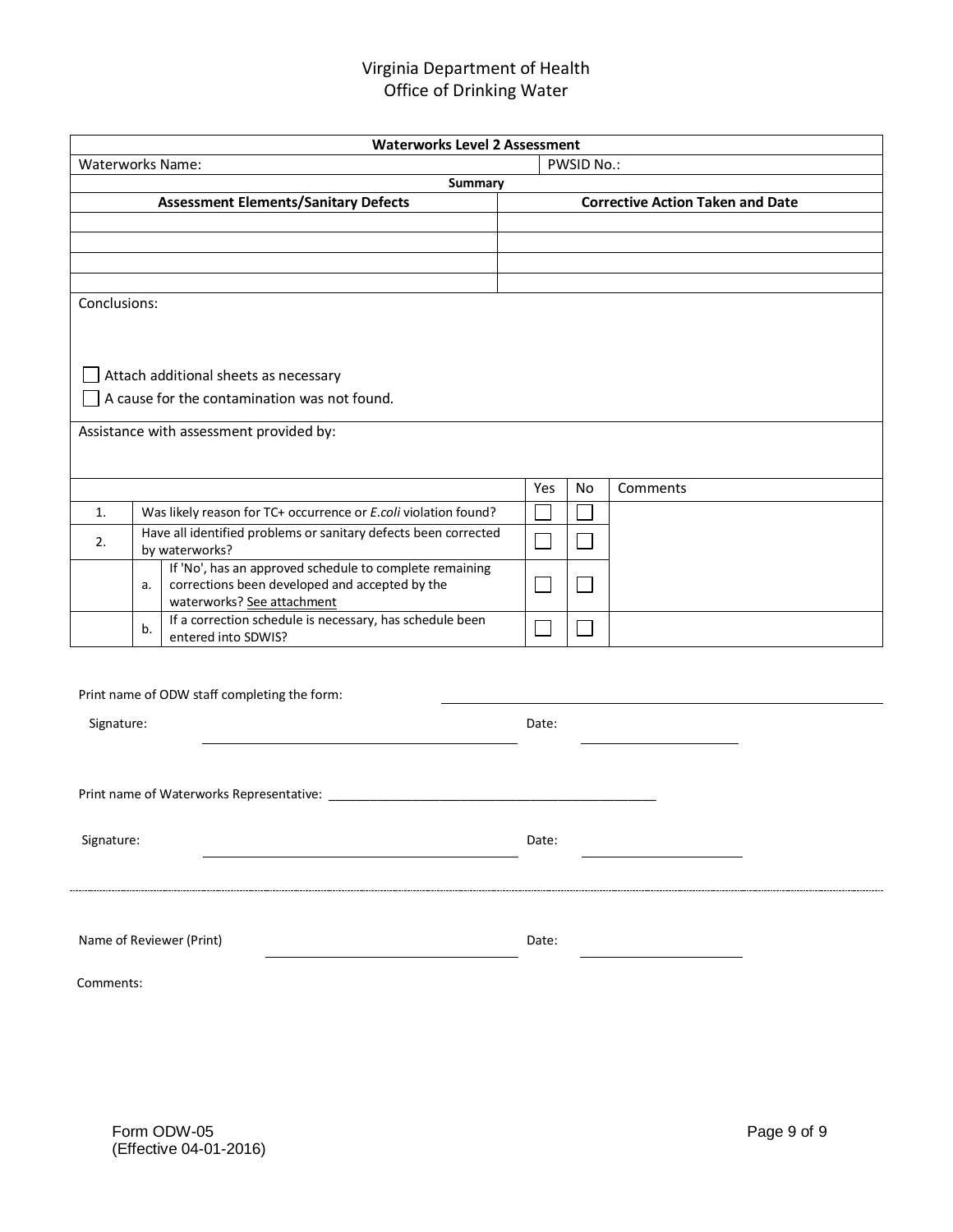Virginia Department of Health
Office of Drinking Water

| Waterworks Level 2 Assessment | |
|---|---|
| Waterworks Name: | PWSID No.: |

**Summary**

| Assessment Elements/Sanitary Defects | Corrective Action Taken and Date |
|---|---|
| | |
| | |
| | |
| | |

Conclusions:

☐ Attach additional sheets as necessary

☐ A cause for the contamination was not found.

Assistance with assessment provided by:

| | | | Yes | No | Comments |
|---|---|---|---|---|---|
| 1. | | Was likely reason for TC+ occurrence or *E.coli* violation found? | ☐ | ☐ | |
| 2. | | Have all identified problems or sanitary defects been corrected by waterworks? | ☐ | ☐ | |
| | a. | If 'No', has an approved schedule to complete remaining corrections been developed and accepted by the waterworks? See attachment | ☐ | ☐ | |
| | b. | If a correction schedule is necessary, has schedule been entered into SDWIS? | ☐ | ☐ | |

Print name of ODW staff completing the form: ______________________________

Signature: ______________________________ Date: ______________

Print name of Waterworks Representative: ______________________________

Signature: ______________________________ Date: ______________

---

Name of Reviewer (Print) ______________________________ Date: ______________

Comments:

Form ODW-05
(Effective 04-01-2016)